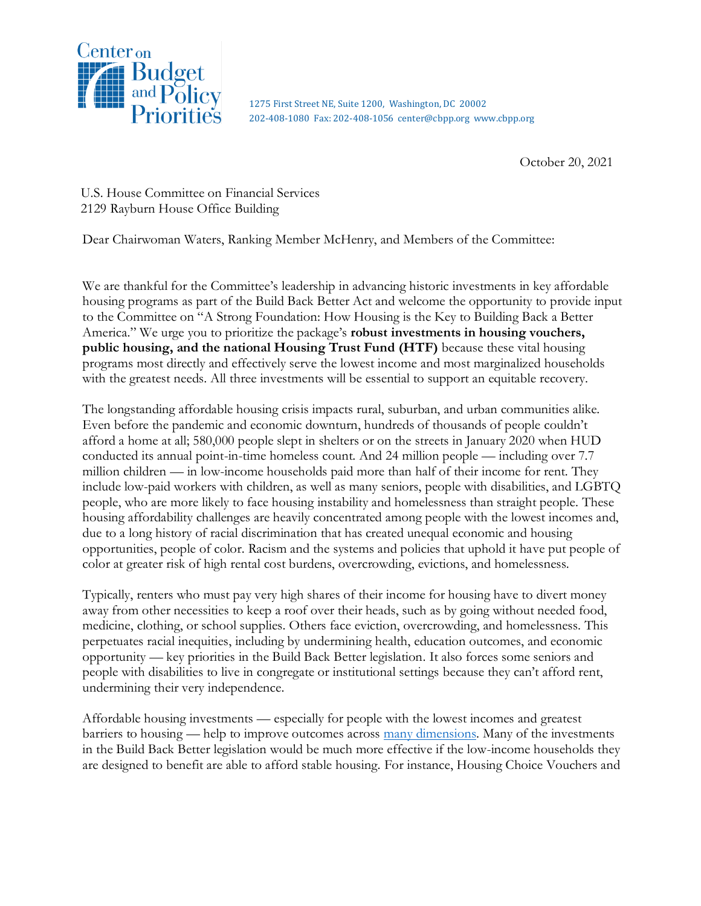Center on Budget and Policy Priorities

1275 First Street NE, Suite 1200, Washington, DC 20002
202-408-1080 Fax: 202-408-1056 center@cbpp.org www.cbpp.org

October 20, 2021

U.S. House Committee on Financial Services
2129 Rayburn House Office Building

Dear Chairwoman Waters, Ranking Member McHenry, and Members of the Committee:

We are thankful for the Committee's leadership in advancing historic investments in key affordable housing programs as part of the Build Back Better Act and welcome the opportunity to provide input to the Committee on "A Strong Foundation: How Housing is the Key to Building Back a Better America." We urge you to prioritize the package's **robust investments in housing vouchers, public housing, and the national Housing Trust Fund (HTF)** because these vital housing programs most directly and effectively serve the lowest income and most marginalized households with the greatest needs. All three investments will be essential to support an equitable recovery.

The longstanding affordable housing crisis impacts rural, suburban, and urban communities alike. Even before the pandemic and economic downturn, hundreds of thousands of people couldn't afford a home at all; 580,000 people slept in shelters or on the streets in January 2020 when HUD conducted its annual point-in-time homeless count. And 24 million people — including over 7.7 million children — in low-income households paid more than half of their income for rent. They include low-paid workers with children, as well as many seniors, people with disabilities, and LGBTQ people, who are more likely to face housing instability and homelessness than straight people. These housing affordability challenges are heavily concentrated among people with the lowest incomes and, due to a long history of racial discrimination that has created unequal economic and housing opportunities, people of color. Racism and the systems and policies that uphold it have put people of color at greater risk of high rental cost burdens, overcrowding, evictions, and homelessness.

Typically, renters who must pay very high shares of their income for housing have to divert money away from other necessities to keep a roof over their heads, such as by going without needed food, medicine, clothing, or school supplies. Others face eviction, overcrowding, and homelessness. This perpetuates racial inequities, including by undermining health, education outcomes, and economic opportunity — key priorities in the Build Back Better legislation. It also forces some seniors and people with disabilities to live in congregate or institutional settings because they can't afford rent, undermining their very independence.

Affordable housing investments — especially for people with the lowest incomes and greatest barriers to housing — help to improve outcomes across many dimensions. Many of the investments in the Build Back Better legislation would be much more effective if the low-income households they are designed to benefit are able to afford stable housing. For instance, Housing Choice Vouchers and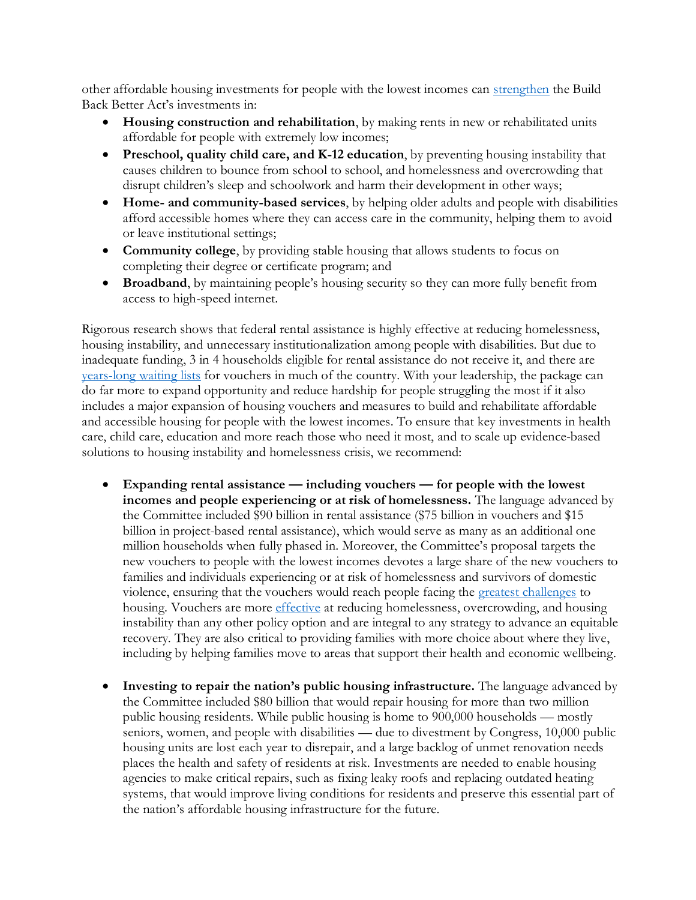other affordable housing investments for people with the lowest incomes can strengthen the Build Back Better Act's investments in:

- **Housing construction and rehabilitation**, by making rents in new or rehabilitated units affordable for people with extremely low incomes;
- **Preschool, quality child care, and K-12 education**, by preventing housing instability that causes children to bounce from school to school, and homelessness and overcrowding that disrupt children's sleep and schoolwork and harm their development in other ways;
- **Home- and community-based services**, by helping older adults and people with disabilities afford accessible homes where they can access care in the community, helping them to avoid or leave institutional settings;
- **Community college**, by providing stable housing that allows students to focus on completing their degree or certificate program; and
- **Broadband**, by maintaining people's housing security so they can more fully benefit from access to high-speed internet.

Rigorous research shows that federal rental assistance is highly effective at reducing homelessness, housing instability, and unnecessary institutionalization among people with disabilities. But due to inadequate funding, 3 in 4 households eligible for rental assistance do not receive it, and there are years-long waiting lists for vouchers in much of the country. With your leadership, the package can do far more to expand opportunity and reduce hardship for people struggling the most if it also includes a major expansion of housing vouchers and measures to build and rehabilitate affordable and accessible housing for people with the lowest incomes. To ensure that key investments in health care, child care, education and more reach those who need it most, and to scale up evidence-based solutions to housing instability and homelessness crisis, we recommend:

- **Expanding rental assistance — including vouchers — for people with the lowest incomes and people experiencing or at risk of homelessness.** The language advanced by the Committee included $90 billion in rental assistance ($75 billion in vouchers and $15 billion in project-based rental assistance), which would serve as many as an additional one million households when fully phased in. Moreover, the Committee's proposal targets the new vouchers to people with the lowest incomes devotes a large share of the new vouchers to families and individuals experiencing or at risk of homelessness and survivors of domestic violence, ensuring that the vouchers would reach people facing the greatest challenges to housing. Vouchers are more effective at reducing homelessness, overcrowding, and housing instability than any other policy option and are integral to any strategy to advance an equitable recovery. They are also critical to providing families with more choice about where they live, including by helping families move to areas that support their health and economic wellbeing.

- **Investing to repair the nation's public housing infrastructure.** The language advanced by the Committee included $80 billion that would repair housing for more than two million public housing residents. While public housing is home to 900,000 households — mostly seniors, women, and people with disabilities — due to divestment by Congress, 10,000 public housing units are lost each year to disrepair, and a large backlog of unmet renovation needs places the health and safety of residents at risk. Investments are needed to enable housing agencies to make critical repairs, such as fixing leaky roofs and replacing outdated heating systems, that would improve living conditions for residents and preserve this essential part of the nation's affordable housing infrastructure for the future.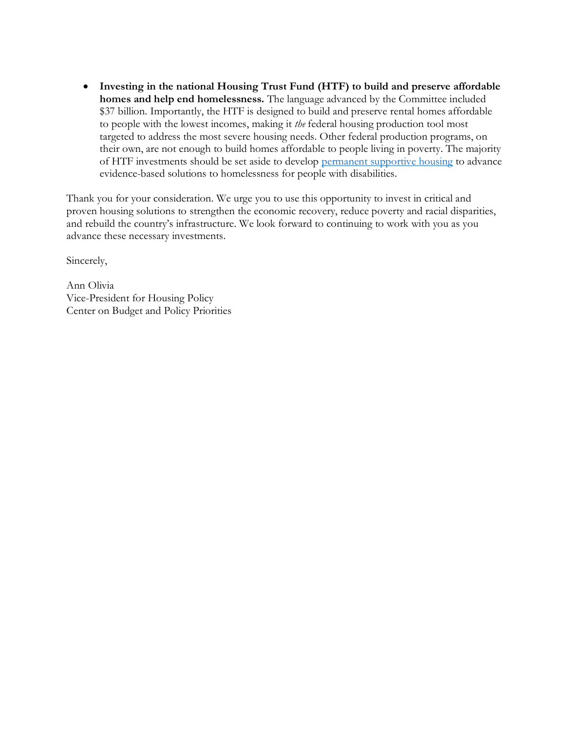- **Investing in the national Housing Trust Fund (HTF) to build and preserve affordable homes and help end homelessness.** The language advanced by the Committee included $37 billion. Importantly, the HTF is designed to build and preserve rental homes affordable to people with the lowest incomes, making it *the* federal housing production tool most targeted to address the most severe housing needs. Other federal production programs, on their own, are not enough to build homes affordable to people living in poverty. The majority of HTF investments should be set aside to develop [permanent supportive housing] to advance evidence-based solutions to homelessness for people with disabilities.

Thank you for your consideration. We urge you to use this opportunity to invest in critical and proven housing solutions to strengthen the economic recovery, reduce poverty and racial disparities, and rebuild the country's infrastructure. We look forward to continuing to work with you as you advance these necessary investments.

Sincerely,

Ann Olivia
Vice-President for Housing Policy
Center on Budget and Policy Priorities